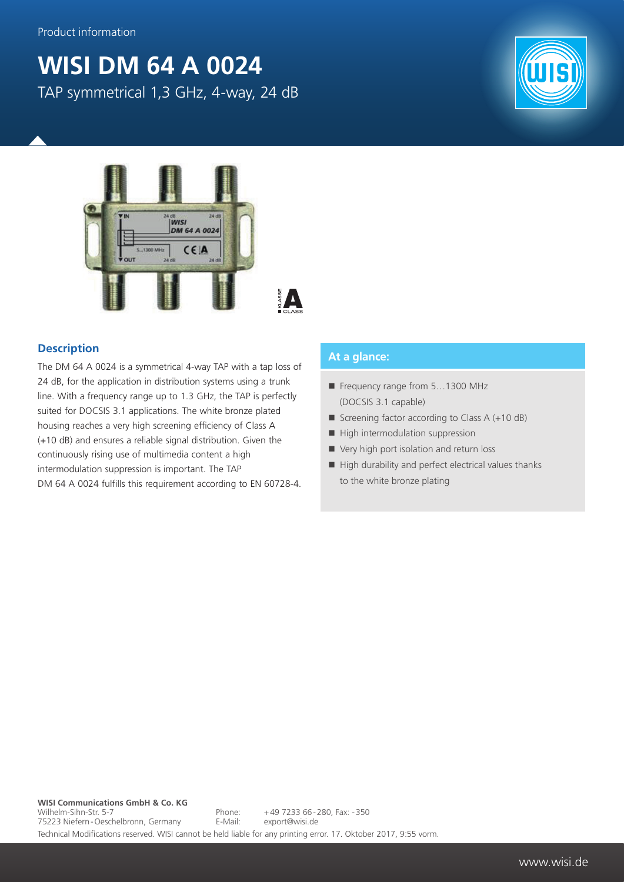Product information

# WISI DM 64 A 0024

TAP symmetrical 1,3 GHz, 4-way, 24 dB

## Description

The DM 64 A 0024 is a symmetrical 4-way TAP with a tap loss of 24 dB, for the application in distribution systems using a trunk line. With a frequency range up to 1.3 GHz, the TAP is perfectly suited for DOCSIS 3.1 applications. The white bronze plated housing reaches a very high screening efficiency of Class A (+10 dB) and ensures a reliable signal distribution. Given the continuously rising use of multimedia content a high intermodulation suppression is important. The TAP DM 64 A 0024 fulfills this requirement according to EN 60728-4.

## At a glance:

- Frequency range from 5…1300 MHz (DOCSIS 3.1 capable)
- Screening factor according to Class A (+10 dB)
- High intermodulation suppression
- Very high port isolation and return loss
- High durability and perfect electrical values thanks to the white bronze plating

**WISI Communications GmbH & Co. KG**
Wilhelm-Sihn-Str. 5-7
75223 Niefern-Oeschelbronn, Germany

Phone: +49 7233 66-280, Fax: -350
E-Mail: export@wisi.de

Technical Modifications reserved. WISI cannot be held liable for any printing error. 17. Oktober 2017, 9:55 vorm.

www.wisi.de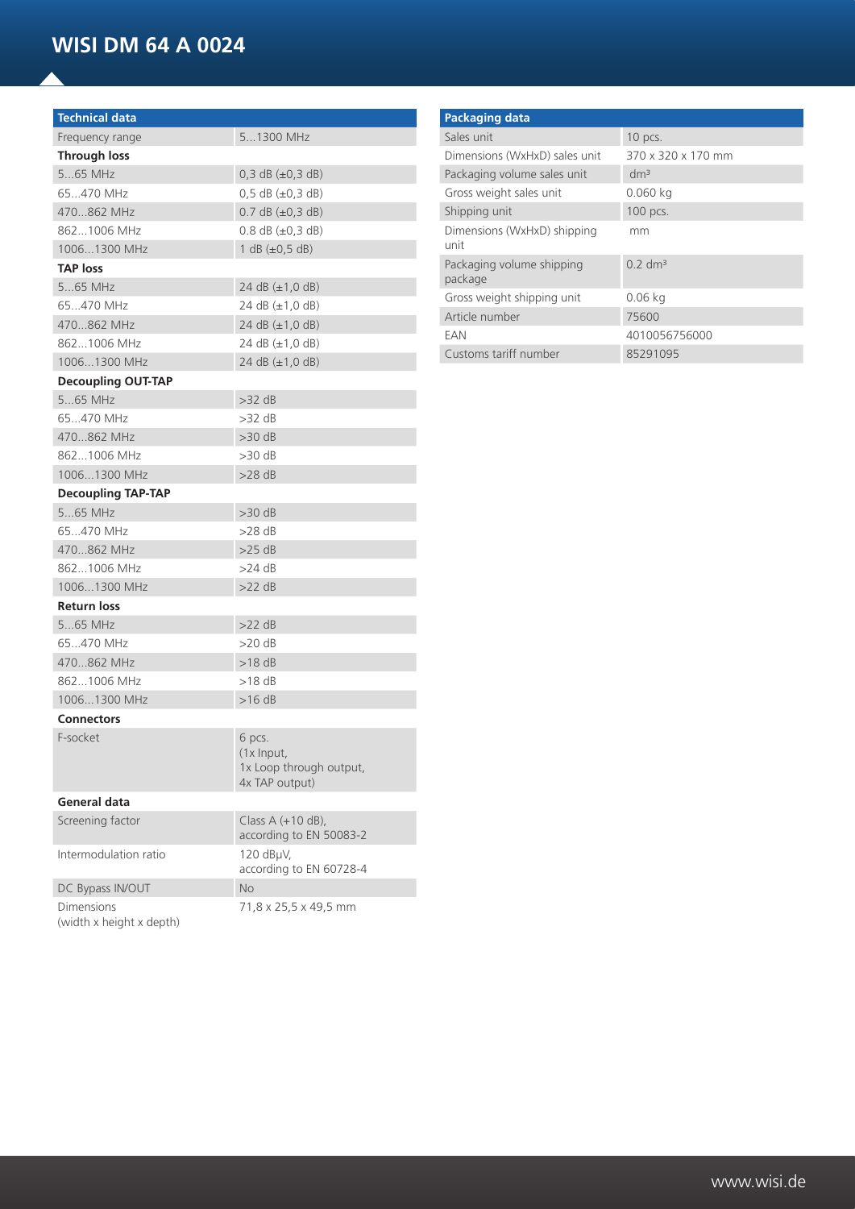# WISI DM 64 A 0024

| Technical data | |
|---|---|
| Frequency range | 5...1300 MHz |
| **Through loss** | |
| 5...65 MHz | 0,3 dB (±0,3 dB) |
| 65...470 MHz | 0,5 dB (±0,3 dB) |
| 470...862 MHz | 0.7 dB (±0,3 dB) |
| 862...1006 MHz | 0.8 dB (±0,3 dB) |
| 1006...1300 MHz | 1 dB (±0,5 dB) |
| **TAP loss** | |
| 5...65 MHz | 24 dB (±1,0 dB) |
| 65...470 MHz | 24 dB (±1,0 dB) |
| 470...862 MHz | 24 dB (±1,0 dB) |
| 862...1006 MHz | 24 dB (±1,0 dB) |
| 1006...1300 MHz | 24 dB (±1,0 dB) |
| **Decoupling OUT-TAP** | |
| 5...65 MHz | >32 dB |
| 65...470 MHz | >32 dB |
| 470...862 MHz | >30 dB |
| 862...1006 MHz | >30 dB |
| 1006...1300 MHz | >28 dB |
| **Decoupling TAP-TAP** | |
| 5...65 MHz | >30 dB |
| 65...470 MHz | >28 dB |
| 470...862 MHz | >25 dB |
| 862...1006 MHz | >24 dB |
| 1006...1300 MHz | >22 dB |
| **Return loss** | |
| 5...65 MHz | >22 dB |
| 65...470 MHz | >20 dB |
| 470...862 MHz | >18 dB |
| 862...1006 MHz | >18 dB |
| 1006...1300 MHz | >16 dB |
| **Connectors** | |
| F-socket | 6 pcs. (1x Input, 1x Loop through output, 4x TAP output) |
| **General data** | |
| Screening factor | Class A (+10 dB), according to EN 50083-2 |
| Intermodulation ratio | 120 dBµV, according to EN 60728-4 |
| DC Bypass IN/OUT | No |
| Dimensions (width x height x depth) | 71,8 x 25,5 x 49,5 mm |

| Packaging data | |
|---|---|
| Sales unit | 10 pcs. |
| Dimensions (WxHxD) sales unit | 370 x 320 x 170 mm |
| Packaging volume sales unit | dm³ |
| Gross weight sales unit | 0.060 kg |
| Shipping unit | 100 pcs. |
| Dimensions (WxHxD) shipping unit | mm |
| Packaging volume shipping package | 0.2 dm³ |
| Gross weight shipping unit | 0.06 kg |
| Article number | 75600 |
| EAN | 4010056756000 |
| Customs tariff number | 85291095 |

www.wisi.de